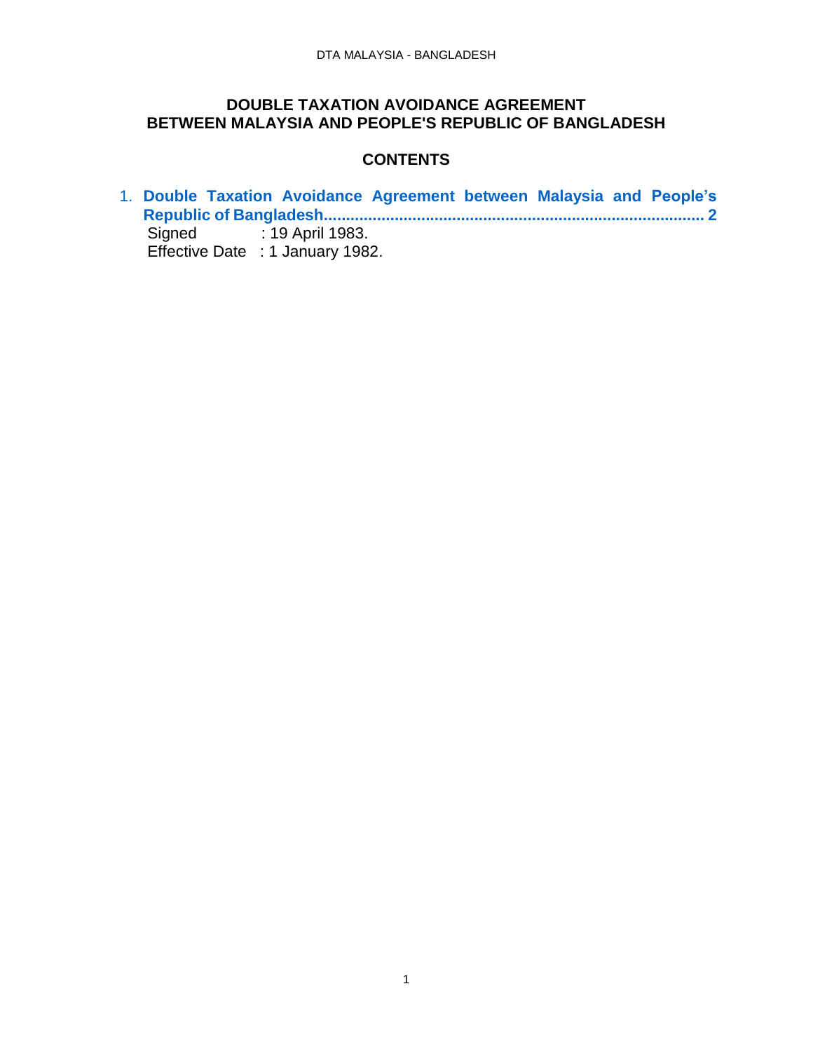# DOUBLE TAXATION AVOIDANCE AGREEMENT BETWEEN MALAYSIA AND PEOPLE'S REPUBLIC OF BANGLADESH

## CONTENTS

1. **Double Taxation Avoidance Agreement between Malaysia and People's Republic of Bangladesh.................................................................................... 2**
   Signed : 19 April 1983.
   Effective Date : 1 January 1982.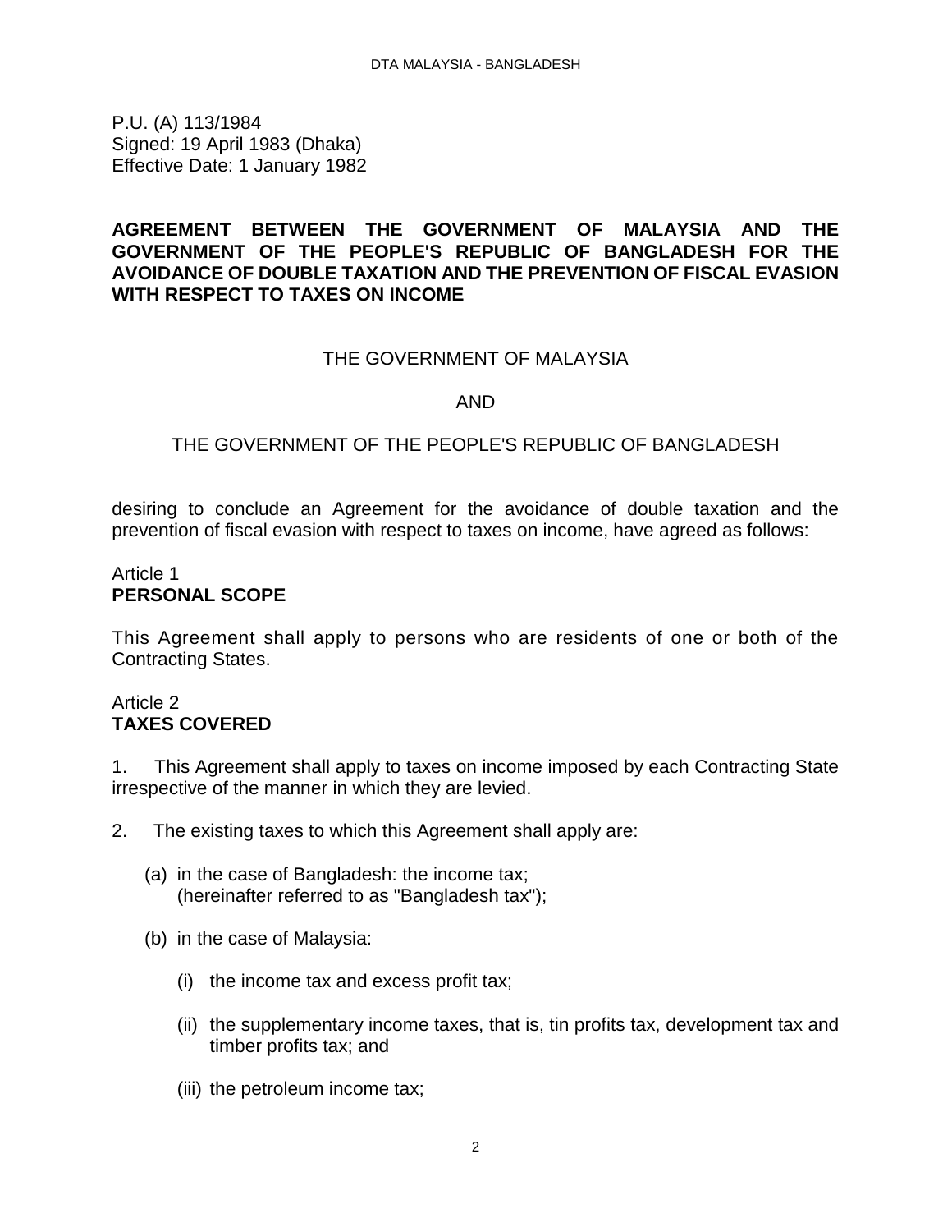P.U. (A) 113/1984
Signed: 19 April 1983 (Dhaka)
Effective Date: 1 January 1982

# AGREEMENT BETWEEN THE GOVERNMENT OF MALAYSIA AND THE GOVERNMENT OF THE PEOPLE'S REPUBLIC OF BANGLADESH FOR THE AVOIDANCE OF DOUBLE TAXATION AND THE PREVENTION OF FISCAL EVASION WITH RESPECT TO TAXES ON INCOME

THE GOVERNMENT OF MALAYSIA

AND

THE GOVERNMENT OF THE PEOPLE'S REPUBLIC OF BANGLADESH

desiring to conclude an Agreement for the avoidance of double taxation and the prevention of fiscal evasion with respect to taxes on income, have agreed as follows:

## Article 1
**PERSONAL SCOPE**

This Agreement shall apply to persons who are residents of one or both of the Contracting States.

## Article 2
**TAXES COVERED**

1. This Agreement shall apply to taxes on income imposed by each Contracting State irrespective of the manner in which they are levied.

2. The existing taxes to which this Agreement shall apply are:

   (a) in the case of Bangladesh: the income tax;
   (hereinafter referred to as "Bangladesh tax");

   (b) in the case of Malaysia:

      (i) the income tax and excess profit tax;

      (ii) the supplementary income taxes, that is, tin profits tax, development tax and timber profits tax; and

      (iii) the petroleum income tax;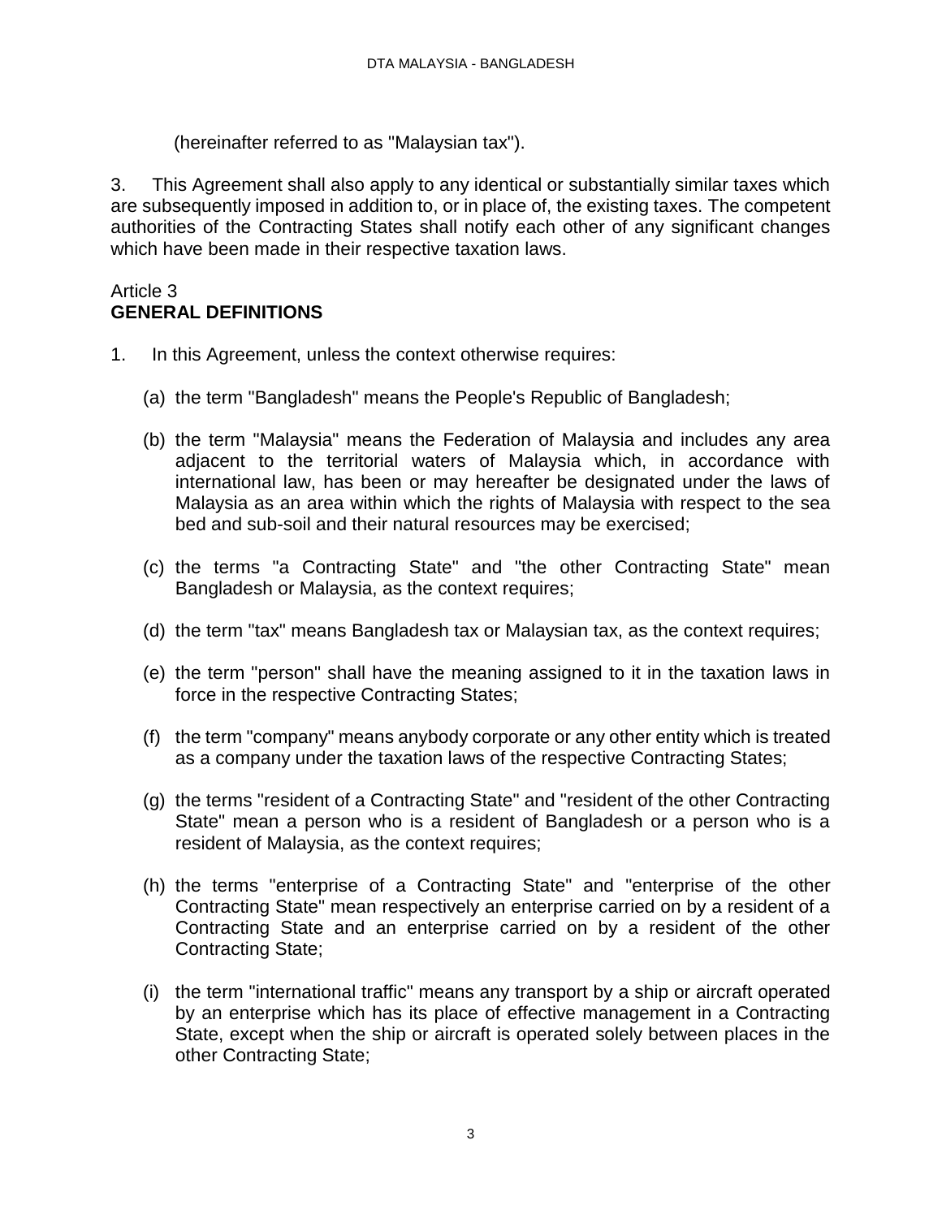(hereinafter referred to as "Malaysian tax").

3. This Agreement shall also apply to any identical or substantially similar taxes which are subsequently imposed in addition to, or in place of, the existing taxes. The competent authorities of the Contracting States shall notify each other of any significant changes which have been made in their respective taxation laws.

Article 3
**GENERAL DEFINITIONS**

1. In this Agreement, unless the context otherwise requires:

   (a) the term "Bangladesh" means the People's Republic of Bangladesh;

   (b) the term "Malaysia" means the Federation of Malaysia and includes any area adjacent to the territorial waters of Malaysia which, in accordance with international law, has been or may hereafter be designated under the laws of Malaysia as an area within which the rights of Malaysia with respect to the sea bed and sub-soil and their natural resources may be exercised;

   (c) the terms "a Contracting State" and "the other Contracting State" mean Bangladesh or Malaysia, as the context requires;

   (d) the term "tax" means Bangladesh tax or Malaysian tax, as the context requires;

   (e) the term "person" shall have the meaning assigned to it in the taxation laws in force in the respective Contracting States;

   (f) the term "company" means anybody corporate or any other entity which is treated as a company under the taxation laws of the respective Contracting States;

   (g) the terms "resident of a Contracting State" and "resident of the other Contracting State" mean a person who is a resident of Bangladesh or a person who is a resident of Malaysia, as the context requires;

   (h) the terms "enterprise of a Contracting State" and "enterprise of the other Contracting State" mean respectively an enterprise carried on by a resident of a Contracting State and an enterprise carried on by a resident of the other Contracting State;

   (i) the term "international traffic" means any transport by a ship or aircraft operated by an enterprise which has its place of effective management in a Contracting State, except when the ship or aircraft is operated solely between places in the other Contracting State;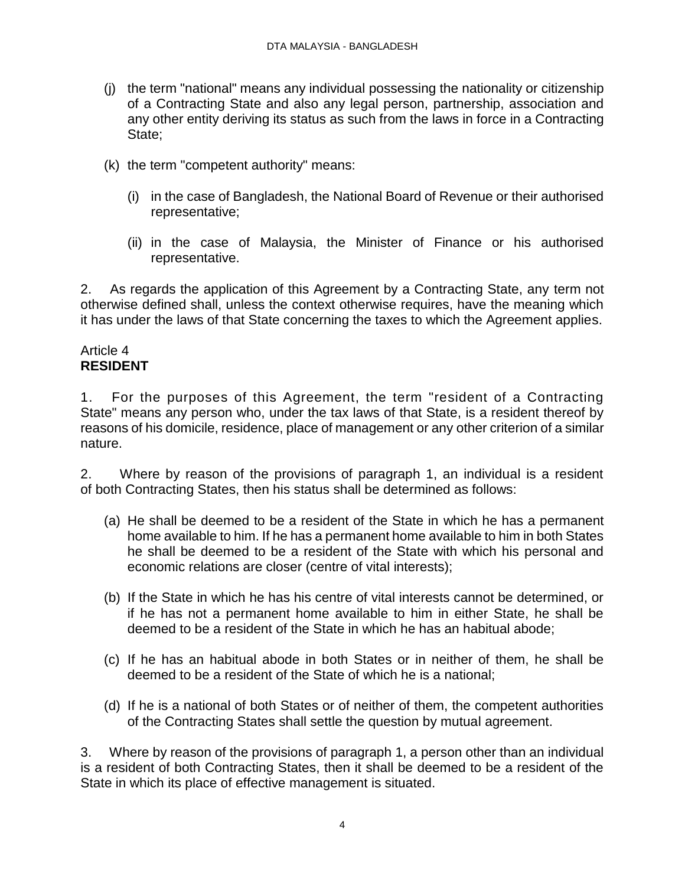(j) the term "national" means any individual possessing the nationality or citizenship of a Contracting State and also any legal person, partnership, association and any other entity deriving its status as such from the laws in force in a Contracting State;

(k) the term "competent authority" means:

   (i) in the case of Bangladesh, the National Board of Revenue or their authorised representative;

   (ii) in the case of Malaysia, the Minister of Finance or his authorised representative.

2. As regards the application of this Agreement by a Contracting State, any term not otherwise defined shall, unless the context otherwise requires, have the meaning which it has under the laws of that State concerning the taxes to which the Agreement applies.

Article 4
**RESIDENT**

1. For the purposes of this Agreement, the term "resident of a Contracting State" means any person who, under the tax laws of that State, is a resident thereof by reasons of his domicile, residence, place of management or any other criterion of a similar nature.

2. Where by reason of the provisions of paragraph 1, an individual is a resident of both Contracting States, then his status shall be determined as follows:

(a) He shall be deemed to be a resident of the State in which he has a permanent home available to him. If he has a permanent home available to him in both States he shall be deemed to be a resident of the State with which his personal and economic relations are closer (centre of vital interests);

(b) If the State in which he has his centre of vital interests cannot be determined, or if he has not a permanent home available to him in either State, he shall be deemed to be a resident of the State in which he has an habitual abode;

(c) If he has an habitual abode in both States or in neither of them, he shall be deemed to be a resident of the State of which he is a national;

(d) If he is a national of both States or of neither of them, the competent authorities of the Contracting States shall settle the question by mutual agreement.

3. Where by reason of the provisions of paragraph 1, a person other than an individual is a resident of both Contracting States, then it shall be deemed to be a resident of the State in which its place of effective management is situated.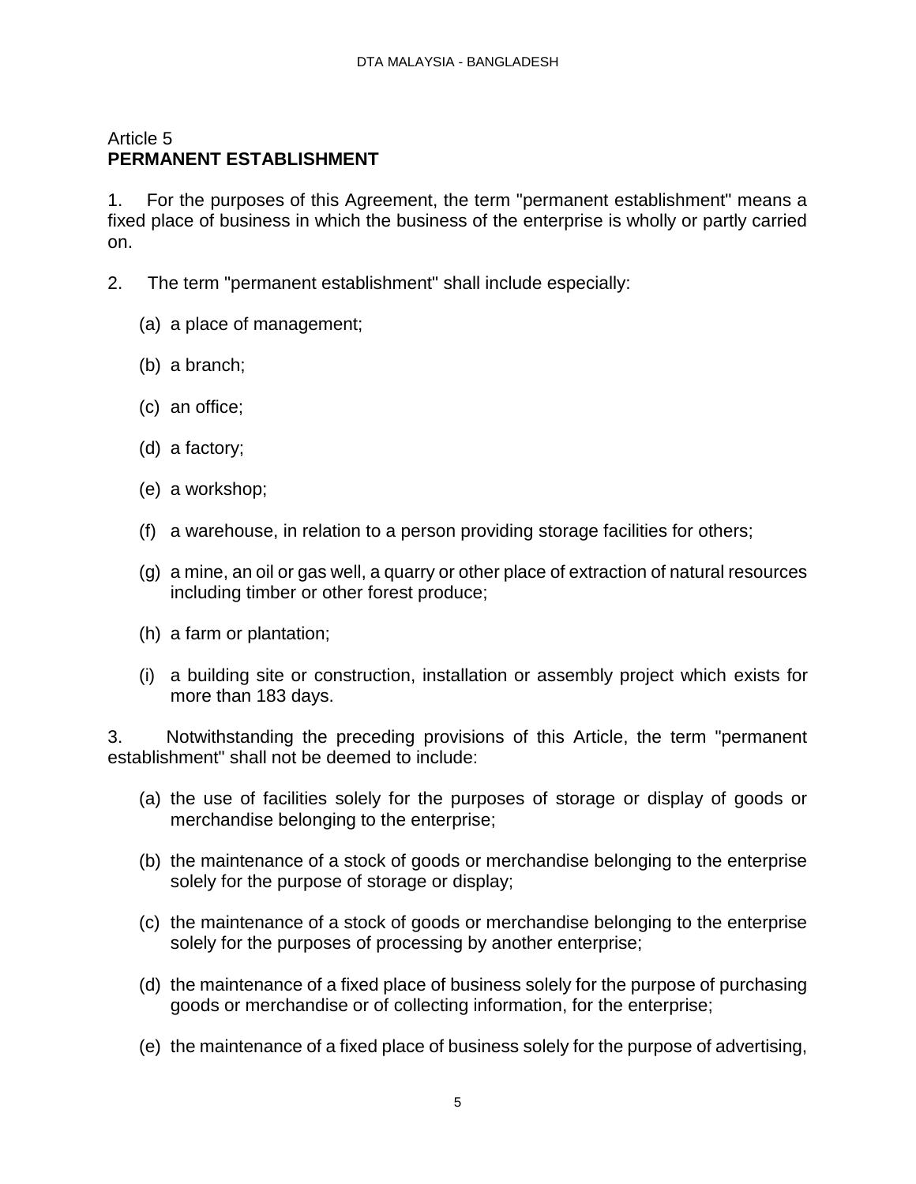## Article 5
## PERMANENT ESTABLISHMENT

1. For the purposes of this Agreement, the term "permanent establishment" means a fixed place of business in which the business of the enterprise is wholly or partly carried on.

2. The term "permanent establishment" shall include especially:

(a) a place of management;

(b) a branch;

(c) an office;

(d) a factory;

(e) a workshop;

(f) a warehouse, in relation to a person providing storage facilities for others;

(g) a mine, an oil or gas well, a quarry or other place of extraction of natural resources including timber or other forest produce;

(h) a farm or plantation;

(i) a building site or construction, installation or assembly project which exists for more than 183 days.

3. Notwithstanding the preceding provisions of this Article, the term "permanent establishment" shall not be deemed to include:

(a) the use of facilities solely for the purposes of storage or display of goods or merchandise belonging to the enterprise;

(b) the maintenance of a stock of goods or merchandise belonging to the enterprise solely for the purpose of storage or display;

(c) the maintenance of a stock of goods or merchandise belonging to the enterprise solely for the purposes of processing by another enterprise;

(d) the maintenance of a fixed place of business solely for the purpose of purchasing goods or merchandise or of collecting information, for the enterprise;

(e) the maintenance of a fixed place of business solely for the purpose of advertising,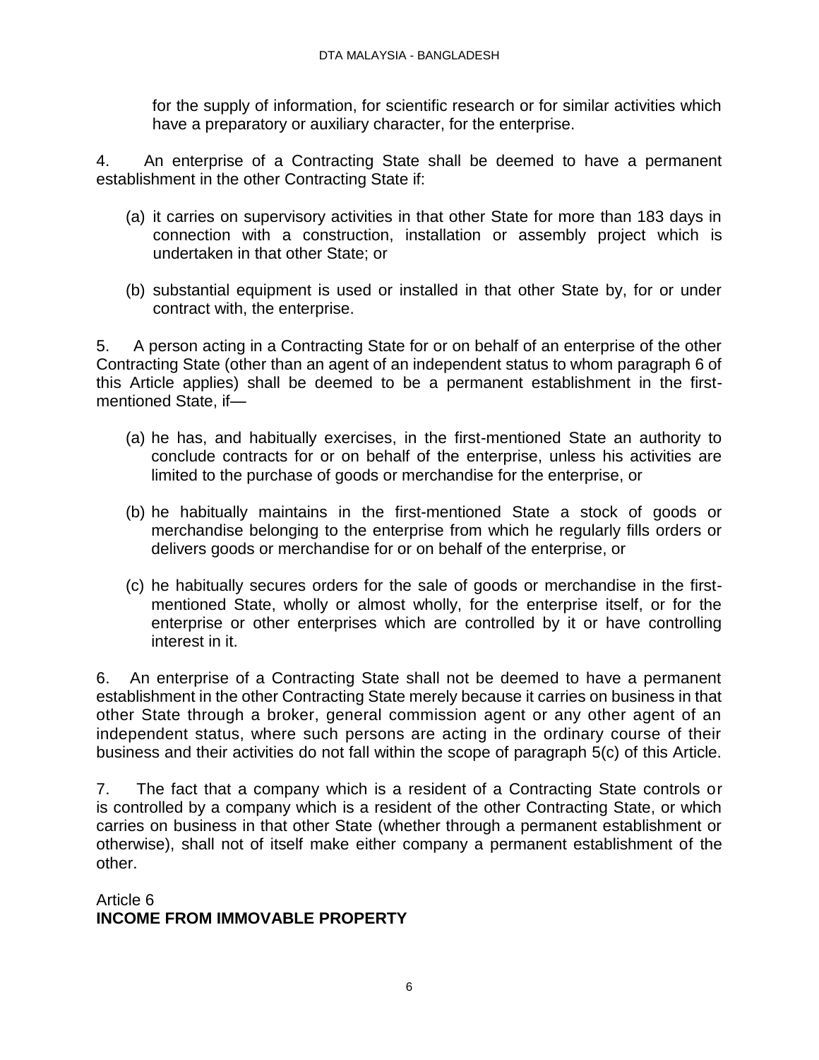for the supply of information, for scientific research or for similar activities which have a preparatory or auxiliary character, for the enterprise.

4. An enterprise of a Contracting State shall be deemed to have a permanent establishment in the other Contracting State if:

(a) it carries on supervisory activities in that other State for more than 183 days in connection with a construction, installation or assembly project which is undertaken in that other State; or

(b) substantial equipment is used or installed in that other State by, for or under contract with, the enterprise.

5. A person acting in a Contracting State for or on behalf of an enterprise of the other Contracting State (other than an agent of an independent status to whom paragraph 6 of this Article applies) shall be deemed to be a permanent establishment in the first-mentioned State, if—

(a) he has, and habitually exercises, in the first-mentioned State an authority to conclude contracts for or on behalf of the enterprise, unless his activities are limited to the purchase of goods or merchandise for the enterprise, or

(b) he habitually maintains in the first-mentioned State a stock of goods or merchandise belonging to the enterprise from which he regularly fills orders or delivers goods or merchandise for or on behalf of the enterprise, or

(c) he habitually secures orders for the sale of goods or merchandise in the first-mentioned State, wholly or almost wholly, for the enterprise itself, or for the enterprise or other enterprises which are controlled by it or have controlling interest in it.

6. An enterprise of a Contracting State shall not be deemed to have a permanent establishment in the other Contracting State merely because it carries on business in that other State through a broker, general commission agent or any other agent of an independent status, where such persons are acting in the ordinary course of their business and their activities do not fall within the scope of paragraph 5(c) of this Article.

7. The fact that a company which is a resident of a Contracting State controls or is controlled by a company which is a resident of the other Contracting State, or which carries on business in that other State (whether through a permanent establishment or otherwise), shall not of itself make either company a permanent establishment of the other.

Article 6
**INCOME FROM IMMOVABLE PROPERTY**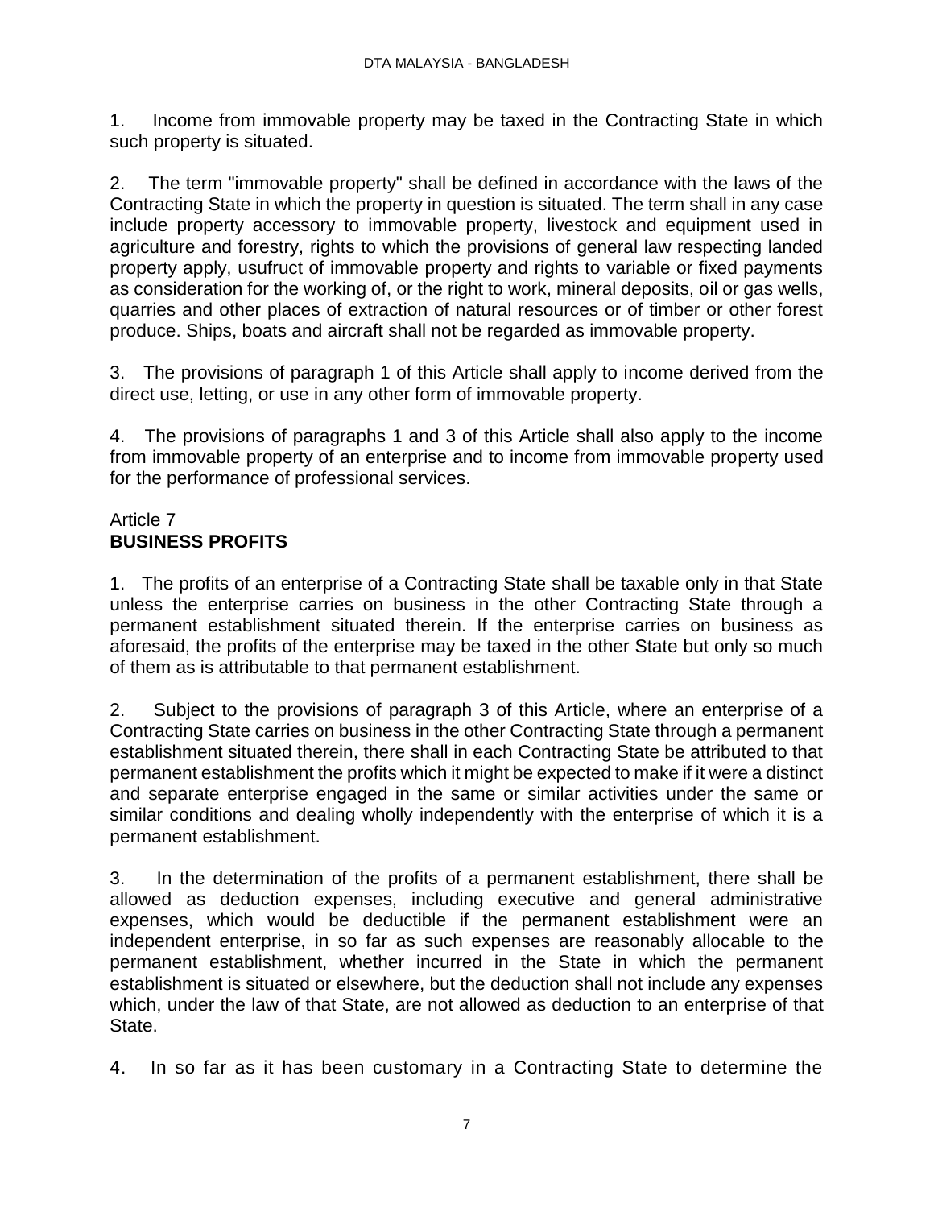1. Income from immovable property may be taxed in the Contracting State in which such property is situated.

2. The term "immovable property" shall be defined in accordance with the laws of the Contracting State in which the property in question is situated. The term shall in any case include property accessory to immovable property, livestock and equipment used in agriculture and forestry, rights to which the provisions of general law respecting landed property apply, usufruct of immovable property and rights to variable or fixed payments as consideration for the working of, or the right to work, mineral deposits, oil or gas wells, quarries and other places of extraction of natural resources or of timber or other forest produce. Ships, boats and aircraft shall not be regarded as immovable property.

3. The provisions of paragraph 1 of this Article shall apply to income derived from the direct use, letting, or use in any other form of immovable property.

4. The provisions of paragraphs 1 and 3 of this Article shall also apply to the income from immovable property of an enterprise and to income from immovable property used for the performance of professional services.

## Article 7
## **BUSINESS PROFITS**

1. The profits of an enterprise of a Contracting State shall be taxable only in that State unless the enterprise carries on business in the other Contracting State through a permanent establishment situated therein. If the enterprise carries on business as aforesaid, the profits of the enterprise may be taxed in the other State but only so much of them as is attributable to that permanent establishment.

2. Subject to the provisions of paragraph 3 of this Article, where an enterprise of a Contracting State carries on business in the other Contracting State through a permanent establishment situated therein, there shall in each Contracting State be attributed to that permanent establishment the profits which it might be expected to make if it were a distinct and separate enterprise engaged in the same or similar activities under the same or similar conditions and dealing wholly independently with the enterprise of which it is a permanent establishment.

3. In the determination of the profits of a permanent establishment, there shall be allowed as deduction expenses, including executive and general administrative expenses, which would be deductible if the permanent establishment were an independent enterprise, in so far as such expenses are reasonably allocable to the permanent establishment, whether incurred in the State in which the permanent establishment is situated or elsewhere, but the deduction shall not include any expenses which, under the law of that State, are not allowed as deduction to an enterprise of that State.

4. In so far as it has been customary in a Contracting State to determine the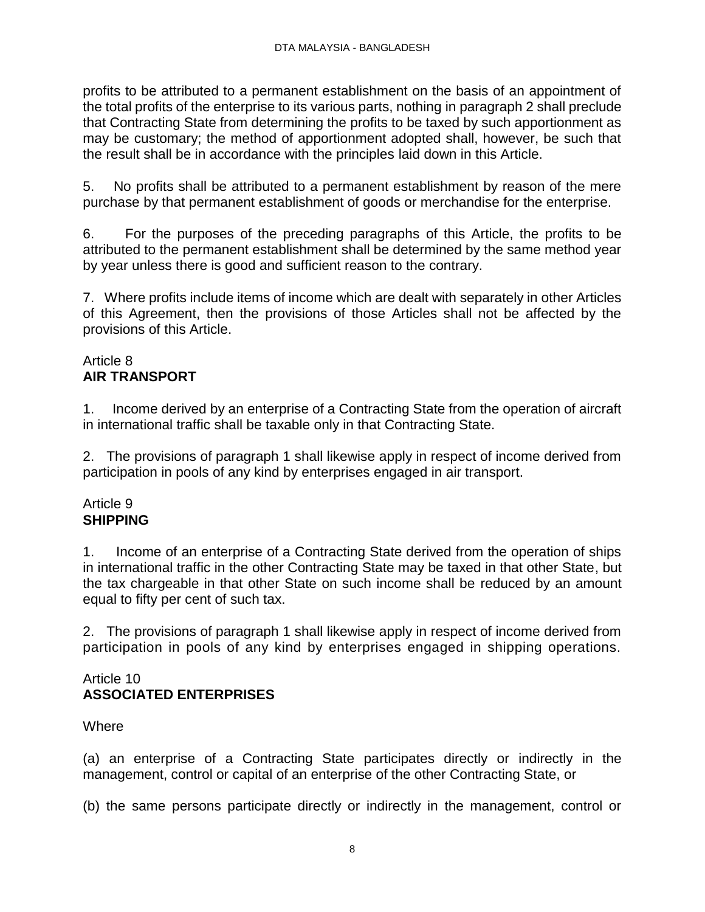profits to be attributed to a permanent establishment on the basis of an appointment of the total profits of the enterprise to its various parts, nothing in paragraph 2 shall preclude that Contracting State from determining the profits to be taxed by such apportionment as may be customary; the method of apportionment adopted shall, however, be such that the result shall be in accordance with the principles laid down in this Article.

5. No profits shall be attributed to a permanent establishment by reason of the mere purchase by that permanent establishment of goods or merchandise for the enterprise.

6. For the purposes of the preceding paragraphs of this Article, the profits to be attributed to the permanent establishment shall be determined by the same method year by year unless there is good and sufficient reason to the contrary.

7. Where profits include items of income which are dealt with separately in other Articles of this Agreement, then the provisions of those Articles shall not be affected by the provisions of this Article.

Article 8
## AIR TRANSPORT

1. Income derived by an enterprise of a Contracting State from the operation of aircraft in international traffic shall be taxable only in that Contracting State.

2. The provisions of paragraph 1 shall likewise apply in respect of income derived from participation in pools of any kind by enterprises engaged in air transport.

Article 9
## SHIPPING

1. Income of an enterprise of a Contracting State derived from the operation of ships in international traffic in the other Contracting State may be taxed in that other State, but the tax chargeable in that other State on such income shall be reduced by an amount equal to fifty per cent of such tax.

2. The provisions of paragraph 1 shall likewise apply in respect of income derived from participation in pools of any kind by enterprises engaged in shipping operations.

Article 10
## ASSOCIATED ENTERPRISES

Where

(a) an enterprise of a Contracting State participates directly or indirectly in the management, control or capital of an enterprise of the other Contracting State, or

(b) the same persons participate directly or indirectly in the management, control or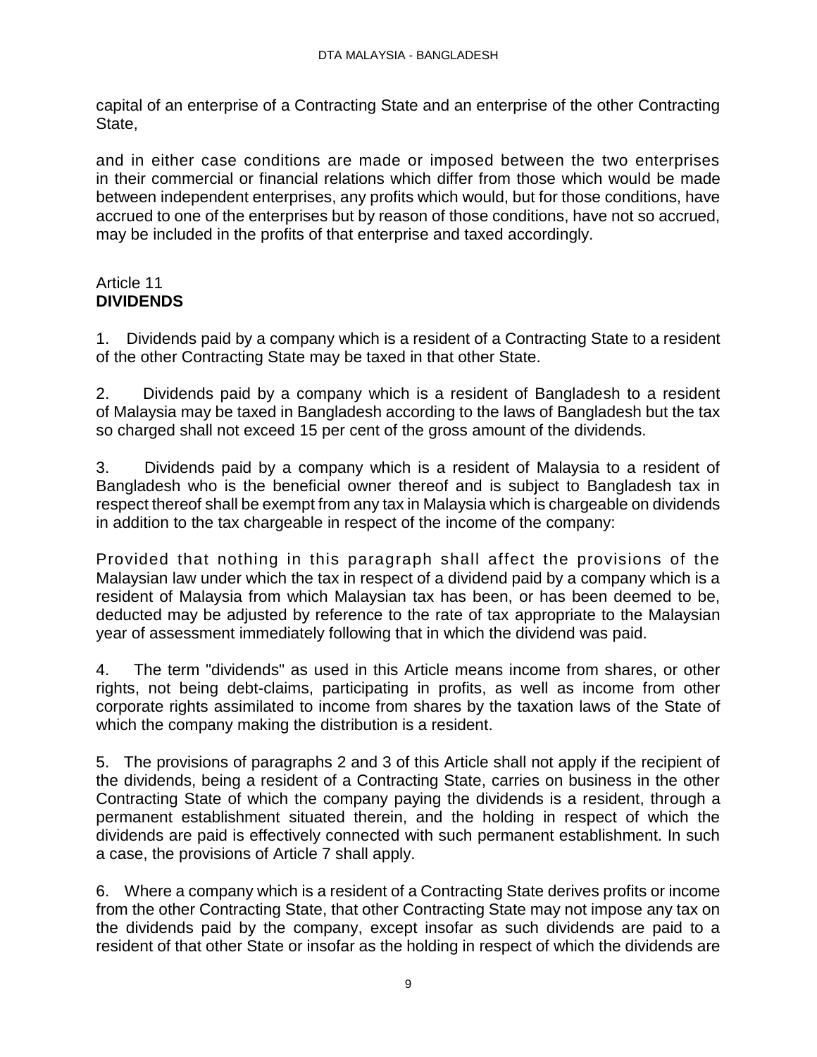capital of an enterprise of a Contracting State and an enterprise of the other Contracting State,

and in either case conditions are made or imposed between the two enterprises in their commercial or financial relations which differ from those which would be made between independent enterprises, any profits which would, but for those conditions, have accrued to one of the enterprises but by reason of those conditions, have not so accrued, may be included in the profits of that enterprise and taxed accordingly.

## Article 11
## **DIVIDENDS**

1. Dividends paid by a company which is a resident of a Contracting State to a resident of the other Contracting State may be taxed in that other State.

2. Dividends paid by a company which is a resident of Bangladesh to a resident of Malaysia may be taxed in Bangladesh according to the laws of Bangladesh but the tax so charged shall not exceed 15 per cent of the gross amount of the dividends.

3. Dividends paid by a company which is a resident of Malaysia to a resident of Bangladesh who is the beneficial owner thereof and is subject to Bangladesh tax in respect thereof shall be exempt from any tax in Malaysia which is chargeable on dividends in addition to the tax chargeable in respect of the income of the company:

Provided that nothing in this paragraph shall affect the provisions of the Malaysian law under which the tax in respect of a dividend paid by a company which is a resident of Malaysia from which Malaysian tax has been, or has been deemed to be, deducted may be adjusted by reference to the rate of tax appropriate to the Malaysian year of assessment immediately following that in which the dividend was paid.

4. The term "dividends" as used in this Article means income from shares, or other rights, not being debt-claims, participating in profits, as well as income from other corporate rights assimilated to income from shares by the taxation laws of the State of which the company making the distribution is a resident.

5. The provisions of paragraphs 2 and 3 of this Article shall not apply if the recipient of the dividends, being a resident of a Contracting State, carries on business in the other Contracting State of which the company paying the dividends is a resident, through a permanent establishment situated therein, and the holding in respect of which the dividends are paid is effectively connected with such permanent establishment. In such a case, the provisions of Article 7 shall apply.

6. Where a company which is a resident of a Contracting State derives profits or income from the other Contracting State, that other Contracting State may not impose any tax on the dividends paid by the company, except insofar as such dividends are paid to a resident of that other State or insofar as the holding in respect of which the dividends are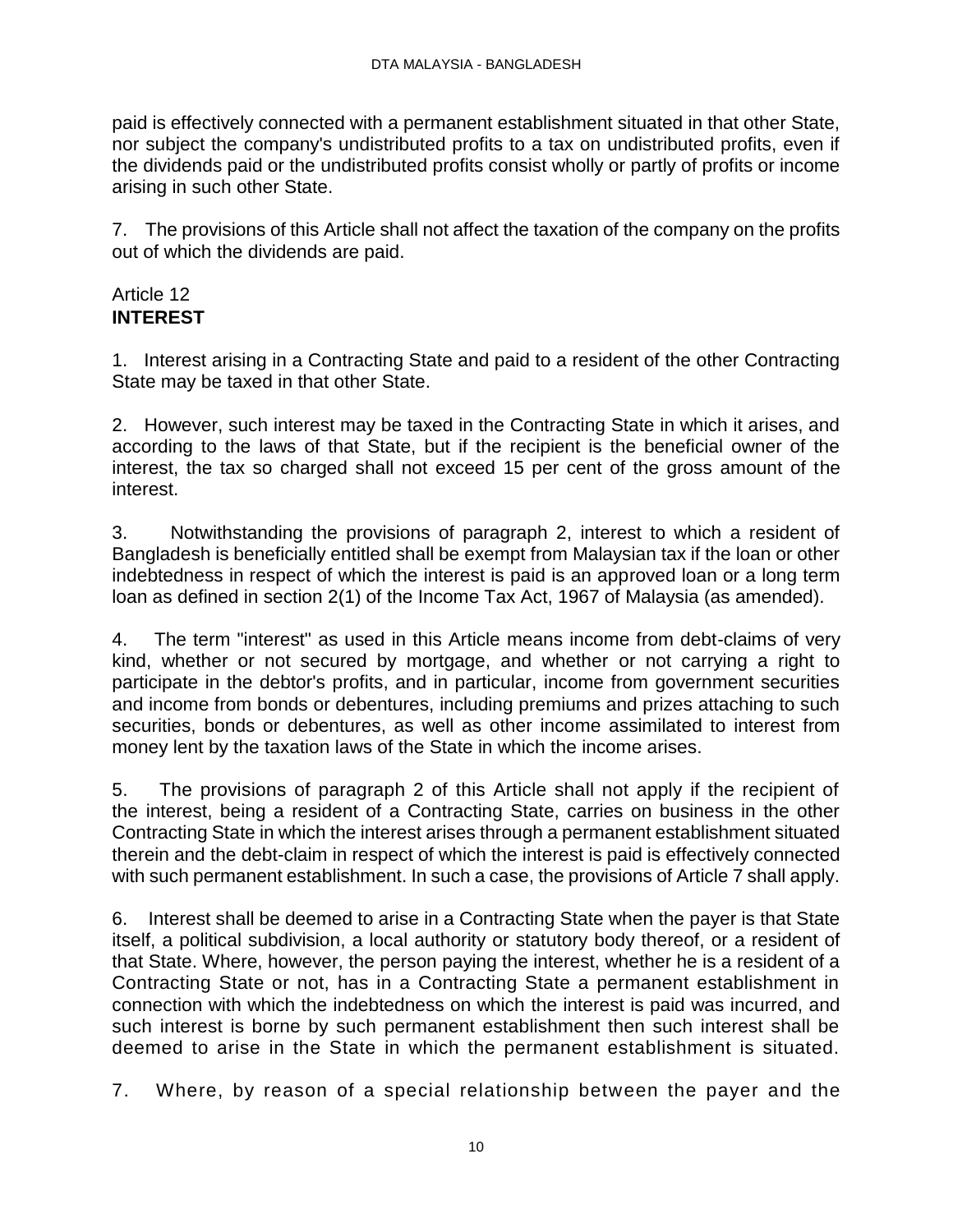paid is effectively connected with a permanent establishment situated in that other State, nor subject the company's undistributed profits to a tax on undistributed profits, even if the dividends paid or the undistributed profits consist wholly or partly of profits or income arising in such other State.

7. The provisions of this Article shall not affect the taxation of the company on the profits out of which the dividends are paid.

## Article 12
## **INTEREST**

1. Interest arising in a Contracting State and paid to a resident of the other Contracting State may be taxed in that other State.

2. However, such interest may be taxed in the Contracting State in which it arises, and according to the laws of that State, but if the recipient is the beneficial owner of the interest, the tax so charged shall not exceed 15 per cent of the gross amount of the interest.

3. Notwithstanding the provisions of paragraph 2, interest to which a resident of Bangladesh is beneficially entitled shall be exempt from Malaysian tax if the loan or other indebtedness in respect of which the interest is paid is an approved loan or a long term loan as defined in section 2(1) of the Income Tax Act, 1967 of Malaysia (as amended).

4. The term "interest" as used in this Article means income from debt-claims of very kind, whether or not secured by mortgage, and whether or not carrying a right to participate in the debtor's profits, and in particular, income from government securities and income from bonds or debentures, including premiums and prizes attaching to such securities, bonds or debentures, as well as other income assimilated to interest from money lent by the taxation laws of the State in which the income arises.

5. The provisions of paragraph 2 of this Article shall not apply if the recipient of the interest, being a resident of a Contracting State, carries on business in the other Contracting State in which the interest arises through a permanent establishment situated therein and the debt-claim in respect of which the interest is paid is effectively connected with such permanent establishment. In such a case, the provisions of Article 7 shall apply.

6. Interest shall be deemed to arise in a Contracting State when the payer is that State itself, a political subdivision, a local authority or statutory body thereof, or a resident of that State. Where, however, the person paying the interest, whether he is a resident of a Contracting State or not, has in a Contracting State a permanent establishment in connection with which the indebtedness on which the interest is paid was incurred, and such interest is borne by such permanent establishment then such interest shall be deemed to arise in the State in which the permanent establishment is situated.

7. Where, by reason of a special relationship between the payer and the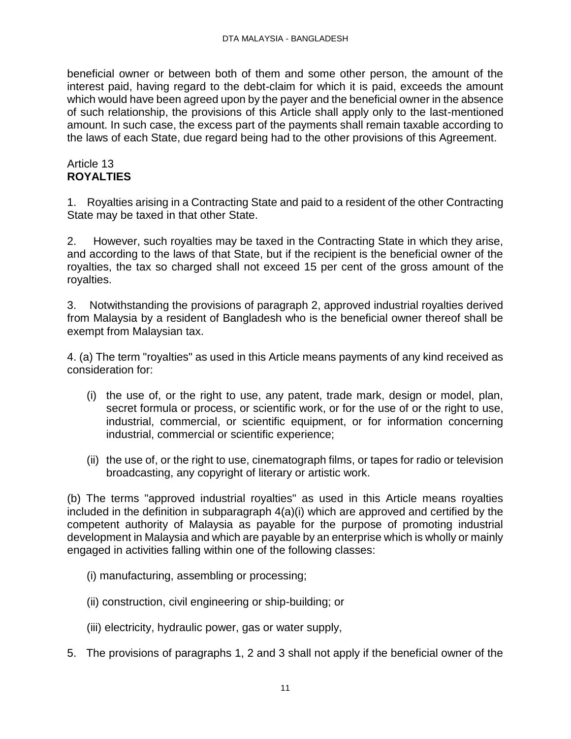beneficial owner or between both of them and some other person, the amount of the interest paid, having regard to the debt-claim for which it is paid, exceeds the amount which would have been agreed upon by the payer and the beneficial owner in the absence of such relationship, the provisions of this Article shall apply only to the last-mentioned amount. In such case, the excess part of the payments shall remain taxable according to the laws of each State, due regard being had to the other provisions of this Agreement.

## Article 13
## **ROYALTIES**

1. Royalties arising in a Contracting State and paid to a resident of the other Contracting State may be taxed in that other State.

2. However, such royalties may be taxed in the Contracting State in which they arise, and according to the laws of that State, but if the recipient is the beneficial owner of the royalties, the tax so charged shall not exceed 15 per cent of the gross amount of the royalties.

3. Notwithstanding the provisions of paragraph 2, approved industrial royalties derived from Malaysia by a resident of Bangladesh who is the beneficial owner thereof shall be exempt from Malaysian tax.

4. (a) The term "royalties" as used in this Article means payments of any kind received as consideration for:

   (i) the use of, or the right to use, any patent, trade mark, design or model, plan, secret formula or process, or scientific work, or for the use of or the right to use, industrial, commercial, or scientific equipment, or for information concerning industrial, commercial or scientific experience;

   (ii) the use of, or the right to use, cinematograph films, or tapes for radio or television broadcasting, any copyright of literary or artistic work.

(b) The terms "approved industrial royalties" as used in this Article means royalties included in the definition in subparagraph 4(a)(i) which are approved and certified by the competent authority of Malaysia as payable for the purpose of promoting industrial development in Malaysia and which are payable by an enterprise which is wholly or mainly engaged in activities falling within one of the following classes:

   (i) manufacturing, assembling or processing;

   (ii) construction, civil engineering or ship-building; or

   (iii) electricity, hydraulic power, gas or water supply,

5. The provisions of paragraphs 1, 2 and 3 shall not apply if the beneficial owner of the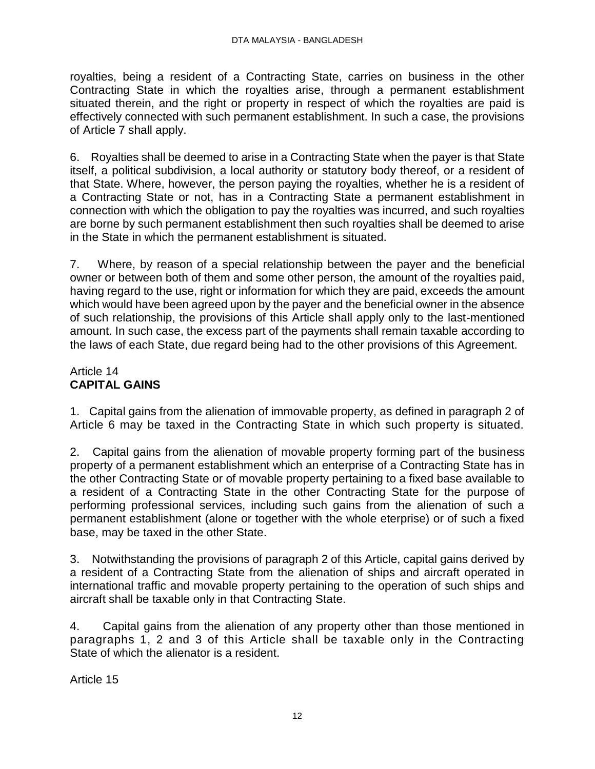royalties, being a resident of a Contracting State, carries on business in the other Contracting State in which the royalties arise, through a permanent establishment situated therein, and the right or property in respect of which the royalties are paid is effectively connected with such permanent establishment. In such a case, the provisions of Article 7 shall apply.

6. Royalties shall be deemed to arise in a Contracting State when the payer is that State itself, a political subdivision, a local authority or statutory body thereof, or a resident of that State. Where, however, the person paying the royalties, whether he is a resident of a Contracting State or not, has in a Contracting State a permanent establishment in connection with which the obligation to pay the royalties was incurred, and such royalties are borne by such permanent establishment then such royalties shall be deemed to arise in the State in which the permanent establishment is situated.

7. Where, by reason of a special relationship between the payer and the beneficial owner or between both of them and some other person, the amount of the royalties paid, having regard to the use, right or information for which they are paid, exceeds the amount which would have been agreed upon by the payer and the beneficial owner in the absence of such relationship, the provisions of this Article shall apply only to the last-mentioned amount. In such case, the excess part of the payments shall remain taxable according to the laws of each State, due regard being had to the other provisions of this Agreement.

## Article 14
## CAPITAL GAINS

1. Capital gains from the alienation of immovable property, as defined in paragraph 2 of Article 6 may be taxed in the Contracting State in which such property is situated.

2. Capital gains from the alienation of movable property forming part of the business property of a permanent establishment which an enterprise of a Contracting State has in the other Contracting State or of movable property pertaining to a fixed base available to a resident of a Contracting State in the other Contracting State for the purpose of performing professional services, including such gains from the alienation of such a permanent establishment (alone or together with the whole eterprise) or of such a fixed base, may be taxed in the other State.

3. Notwithstanding the provisions of paragraph 2 of this Article, capital gains derived by a resident of a Contracting State from the alienation of ships and aircraft operated in international traffic and movable property pertaining to the operation of such ships and aircraft shall be taxable only in that Contracting State.

4. Capital gains from the alienation of any property other than those mentioned in paragraphs 1, 2 and 3 of this Article shall be taxable only in the Contracting State of which the alienator is a resident.

Article 15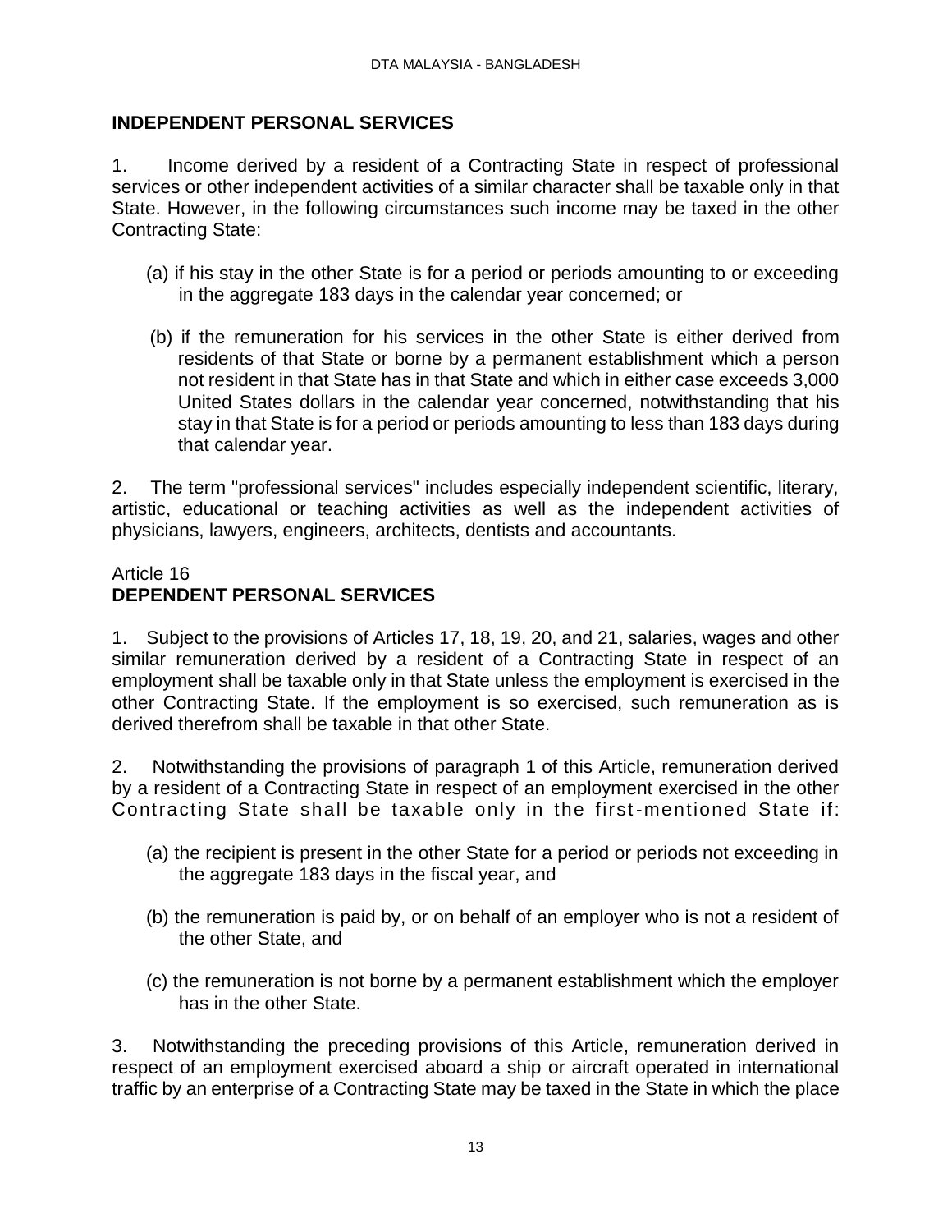## INDEPENDENT PERSONAL SERVICES

1. Income derived by a resident of a Contracting State in respect of professional services or other independent activities of a similar character shall be taxable only in that State. However, in the following circumstances such income may be taxed in the other Contracting State:

(a) if his stay in the other State is for a period or periods amounting to or exceeding in the aggregate 183 days in the calendar year concerned; or

(b) if the remuneration for his services in the other State is either derived from residents of that State or borne by a permanent establishment which a person not resident in that State has in that State and which in either case exceeds 3,000 United States dollars in the calendar year concerned, notwithstanding that his stay in that State is for a period or periods amounting to less than 183 days during that calendar year.

2. The term "professional services" includes especially independent scientific, literary, artistic, educational or teaching activities as well as the independent activities of physicians, lawyers, engineers, architects, dentists and accountants.

Article 16
## DEPENDENT PERSONAL SERVICES

1. Subject to the provisions of Articles 17, 18, 19, 20, and 21, salaries, wages and other similar remuneration derived by a resident of a Contracting State in respect of an employment shall be taxable only in that State unless the employment is exercised in the other Contracting State. If the employment is so exercised, such remuneration as is derived therefrom shall be taxable in that other State.

2. Notwithstanding the provisions of paragraph 1 of this Article, remuneration derived by a resident of a Contracting State in respect of an employment exercised in the other Contracting State shall be taxable only in the first-mentioned State if:

(a) the recipient is present in the other State for a period or periods not exceeding in the aggregate 183 days in the fiscal year, and

(b) the remuneration is paid by, or on behalf of an employer who is not a resident of the other State, and

(c) the remuneration is not borne by a permanent establishment which the employer has in the other State.

3. Notwithstanding the preceding provisions of this Article, remuneration derived in respect of an employment exercised aboard a ship or aircraft operated in international traffic by an enterprise of a Contracting State may be taxed in the State in which the place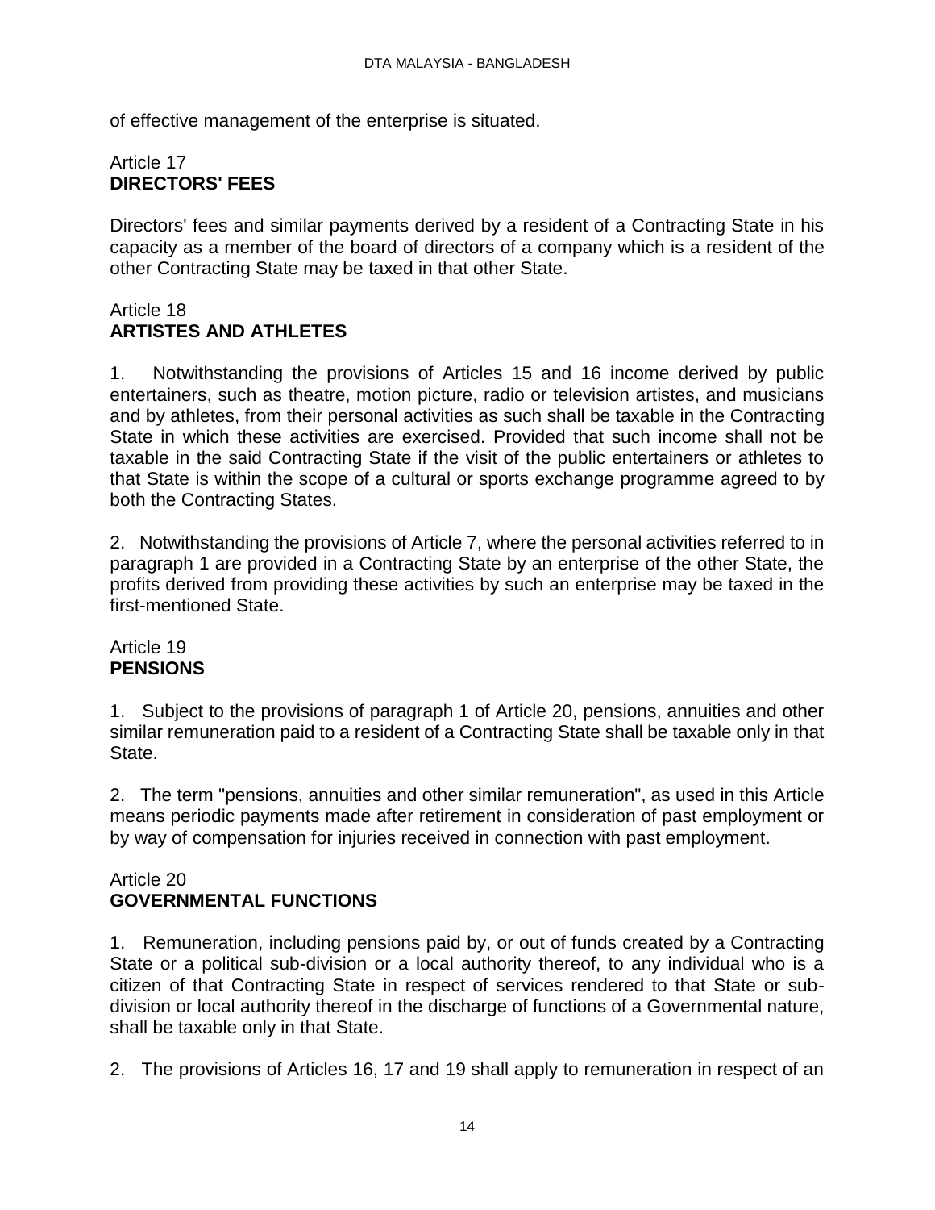of effective management of the enterprise is situated.

## Article 17
**DIRECTORS' FEES**

Directors' fees and similar payments derived by a resident of a Contracting State in his capacity as a member of the board of directors of a company which is a resident of the other Contracting State may be taxed in that other State.

## Article 18
**ARTISTES AND ATHLETES**

1. Notwithstanding the provisions of Articles 15 and 16 income derived by public entertainers, such as theatre, motion picture, radio or television artistes, and musicians and by athletes, from their personal activities as such shall be taxable in the Contracting State in which these activities are exercised. Provided that such income shall not be taxable in the said Contracting State if the visit of the public entertainers or athletes to that State is within the scope of a cultural or sports exchange programme agreed to by both the Contracting States.

2. Notwithstanding the provisions of Article 7, where the personal activities referred to in paragraph 1 are provided in a Contracting State by an enterprise of the other State, the profits derived from providing these activities by such an enterprise may be taxed in the first-mentioned State.

## Article 19
**PENSIONS**

1. Subject to the provisions of paragraph 1 of Article 20, pensions, annuities and other similar remuneration paid to a resident of a Contracting State shall be taxable only in that State.

2. The term "pensions, annuities and other similar remuneration", as used in this Article means periodic payments made after retirement in consideration of past employment or by way of compensation for injuries received in connection with past employment.

## Article 20
**GOVERNMENTAL FUNCTIONS**

1. Remuneration, including pensions paid by, or out of funds created by a Contracting State or a political sub-division or a local authority thereof, to any individual who is a citizen of that Contracting State in respect of services rendered to that State or sub-division or local authority thereof in the discharge of functions of a Governmental nature, shall be taxable only in that State.

2. The provisions of Articles 16, 17 and 19 shall apply to remuneration in respect of an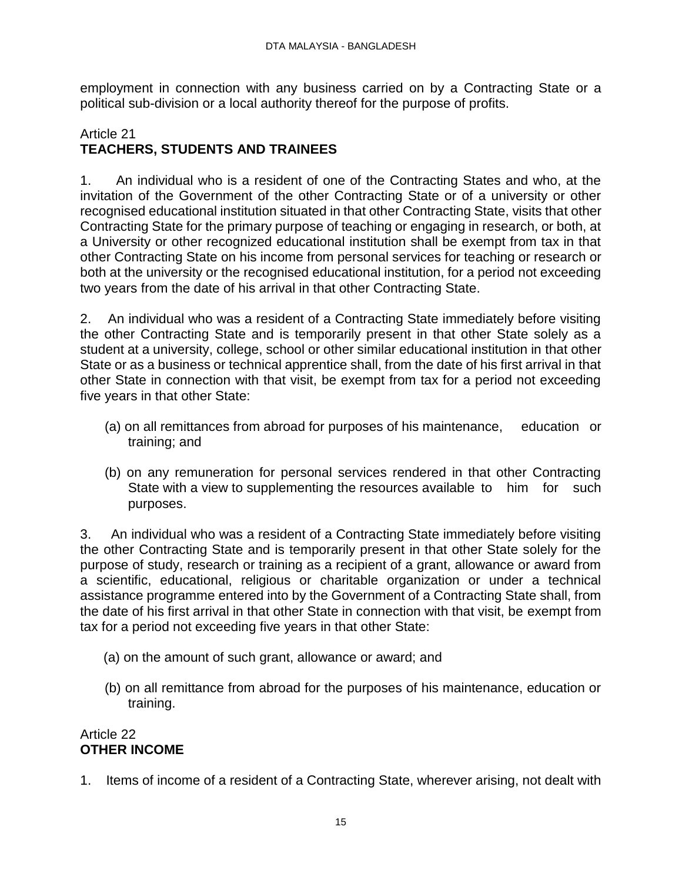employment in connection with any business carried on by a Contracting State or a political sub-division or a local authority thereof for the purpose of profits.

## Article 21
## TEACHERS, STUDENTS AND TRAINEES

1. An individual who is a resident of one of the Contracting States and who, at the invitation of the Government of the other Contracting State or of a university or other recognised educational institution situated in that other Contracting State, visits that other Contracting State for the primary purpose of teaching or engaging in research, or both, at a University or other recognized educational institution shall be exempt from tax in that other Contracting State on his income from personal services for teaching or research or both at the university or the recognised educational institution, for a period not exceeding two years from the date of his arrival in that other Contracting State.

2. An individual who was a resident of a Contracting State immediately before visiting the other Contracting State and is temporarily present in that other State solely as a student at a university, college, school or other similar educational institution in that other State or as a business or technical apprentice shall, from the date of his first arrival in that other State in connection with that visit, be exempt from tax for a period not exceeding five years in that other State:

(a) on all remittances from abroad for purposes of his maintenance, education or training; and

(b) on any remuneration for personal services rendered in that other Contracting State with a view to supplementing the resources available to him for such purposes.

3. An individual who was a resident of a Contracting State immediately before visiting the other Contracting State and is temporarily present in that other State solely for the purpose of study, research or training as a recipient of a grant, allowance or award from a scientific, educational, religious or charitable organization or under a technical assistance programme entered into by the Government of a Contracting State shall, from the date of his first arrival in that other State in connection with that visit, be exempt from tax for a period not exceeding five years in that other State:

(a) on the amount of such grant, allowance or award; and

(b) on all remittance from abroad for the purposes of his maintenance, education or training.

## Article 22
## OTHER INCOME

1. Items of income of a resident of a Contracting State, wherever arising, not dealt with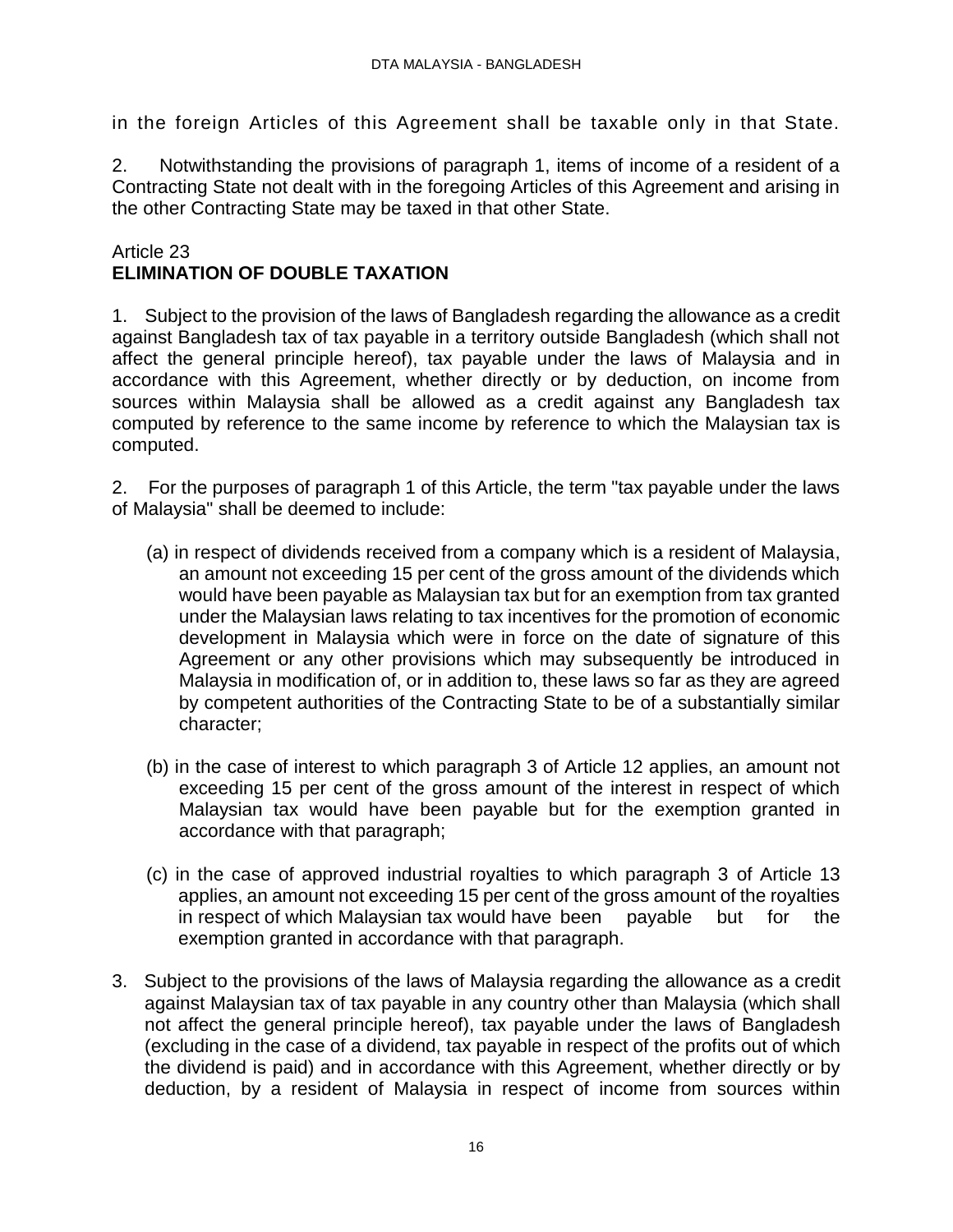in the foreign Articles of this Agreement shall be taxable only in that State.

2. Notwithstanding the provisions of paragraph 1, items of income of a resident of a Contracting State not dealt with in the foregoing Articles of this Agreement and arising in the other Contracting State may be taxed in that other State.

Article 23
**ELIMINATION OF DOUBLE TAXATION**

1. Subject to the provision of the laws of Bangladesh regarding the allowance as a credit against Bangladesh tax of tax payable in a territory outside Bangladesh (which shall not affect the general principle hereof), tax payable under the laws of Malaysia and in accordance with this Agreement, whether directly or by deduction, on income from sources within Malaysia shall be allowed as a credit against any Bangladesh tax computed by reference to the same income by reference to which the Malaysian tax is computed.

2. For the purposes of paragraph 1 of this Article, the term "tax payable under the laws of Malaysia" shall be deemed to include:

(a) in respect of dividends received from a company which is a resident of Malaysia, an amount not exceeding 15 per cent of the gross amount of the dividends which would have been payable as Malaysian tax but for an exemption from tax granted under the Malaysian laws relating to tax incentives for the promotion of economic development in Malaysia which were in force on the date of signature of this Agreement or any other provisions which may subsequently be introduced in Malaysia in modification of, or in addition to, these laws so far as they are agreed by competent authorities of the Contracting State to be of a substantially similar character;

(b) in the case of interest to which paragraph 3 of Article 12 applies, an amount not exceeding 15 per cent of the gross amount of the interest in respect of which Malaysian tax would have been payable but for the exemption granted in accordance with that paragraph;

(c) in the case of approved industrial royalties to which paragraph 3 of Article 13 applies, an amount not exceeding 15 per cent of the gross amount of the royalties in respect of which Malaysian tax would have been payable but for the exemption granted in accordance with that paragraph.

3. Subject to the provisions of the laws of Malaysia regarding the allowance as a credit against Malaysian tax of tax payable in any country other than Malaysia (which shall not affect the general principle hereof), tax payable under the laws of Bangladesh (excluding in the case of a dividend, tax payable in respect of the profits out of which the dividend is paid) and in accordance with this Agreement, whether directly or by deduction, by a resident of Malaysia in respect of income from sources within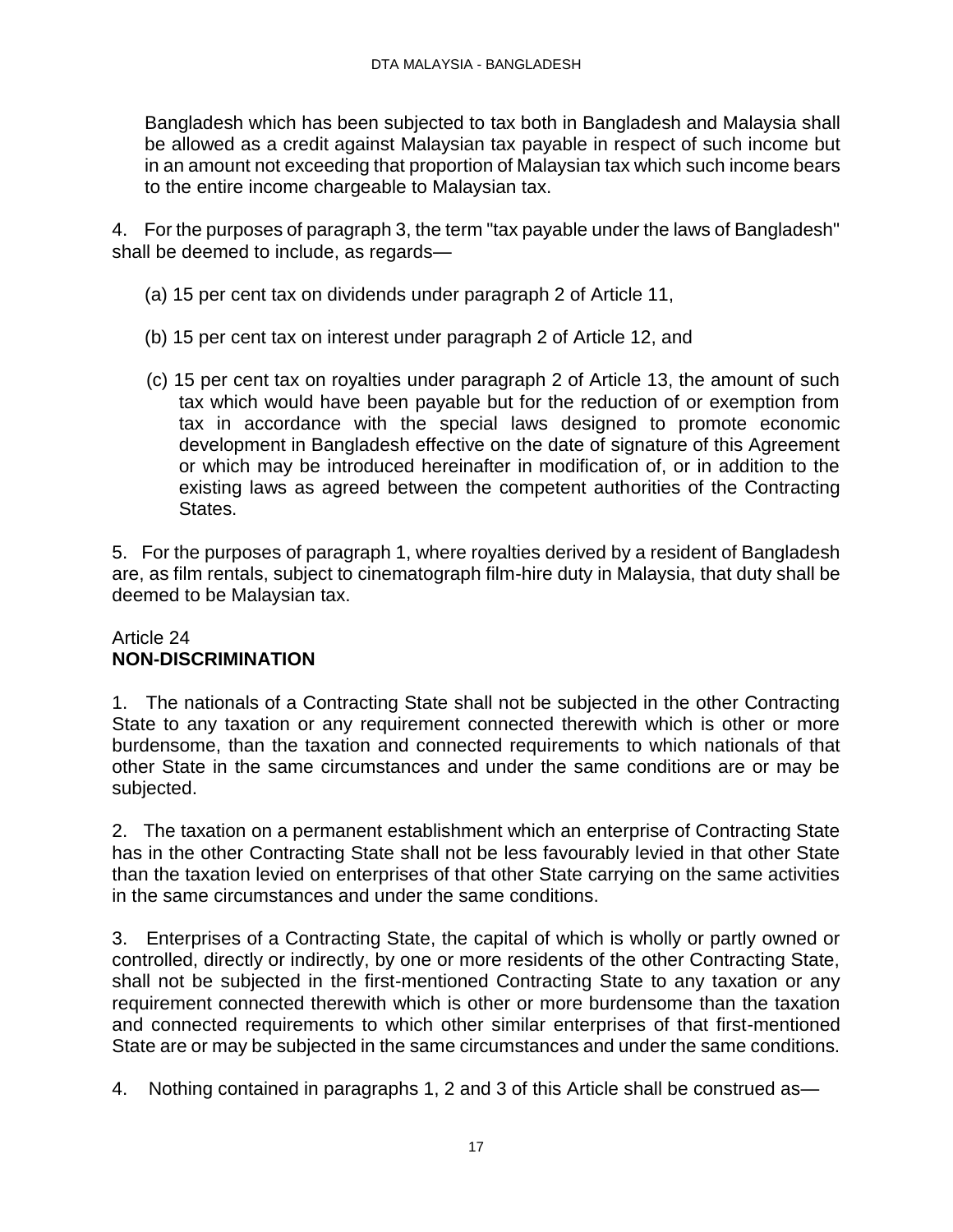Bangladesh which has been subjected to tax both in Bangladesh and Malaysia shall be allowed as a credit against Malaysian tax payable in respect of such income but in an amount not exceeding that proportion of Malaysian tax which such income bears to the entire income chargeable to Malaysian tax.

4. For the purposes of paragraph 3, the term "tax payable under the laws of Bangladesh" shall be deemed to include, as regards—

(a) 15 per cent tax on dividends under paragraph 2 of Article 11,

(b) 15 per cent tax on interest under paragraph 2 of Article 12, and

(c) 15 per cent tax on royalties under paragraph 2 of Article 13, the amount of such tax which would have been payable but for the reduction of or exemption from tax in accordance with the special laws designed to promote economic development in Bangladesh effective on the date of signature of this Agreement or which may be introduced hereinafter in modification of, or in addition to the existing laws as agreed between the competent authorities of the Contracting States.

5. For the purposes of paragraph 1, where royalties derived by a resident of Bangladesh are, as film rentals, subject to cinematograph film-hire duty in Malaysia, that duty shall be deemed to be Malaysian tax.

## Article 24
## NON-DISCRIMINATION

1. The nationals of a Contracting State shall not be subjected in the other Contracting State to any taxation or any requirement connected therewith which is other or more burdensome, than the taxation and connected requirements to which nationals of that other State in the same circumstances and under the same conditions are or may be subjected.

2. The taxation on a permanent establishment which an enterprise of Contracting State has in the other Contracting State shall not be less favourably levied in that other State than the taxation levied on enterprises of that other State carrying on the same activities in the same circumstances and under the same conditions.

3. Enterprises of a Contracting State, the capital of which is wholly or partly owned or controlled, directly or indirectly, by one or more residents of the other Contracting State, shall not be subjected in the first-mentioned Contracting State to any taxation or any requirement connected therewith which is other or more burdensome than the taxation and connected requirements to which other similar enterprises of that first-mentioned State are or may be subjected in the same circumstances and under the same conditions.

4. Nothing contained in paragraphs 1, 2 and 3 of this Article shall be construed as—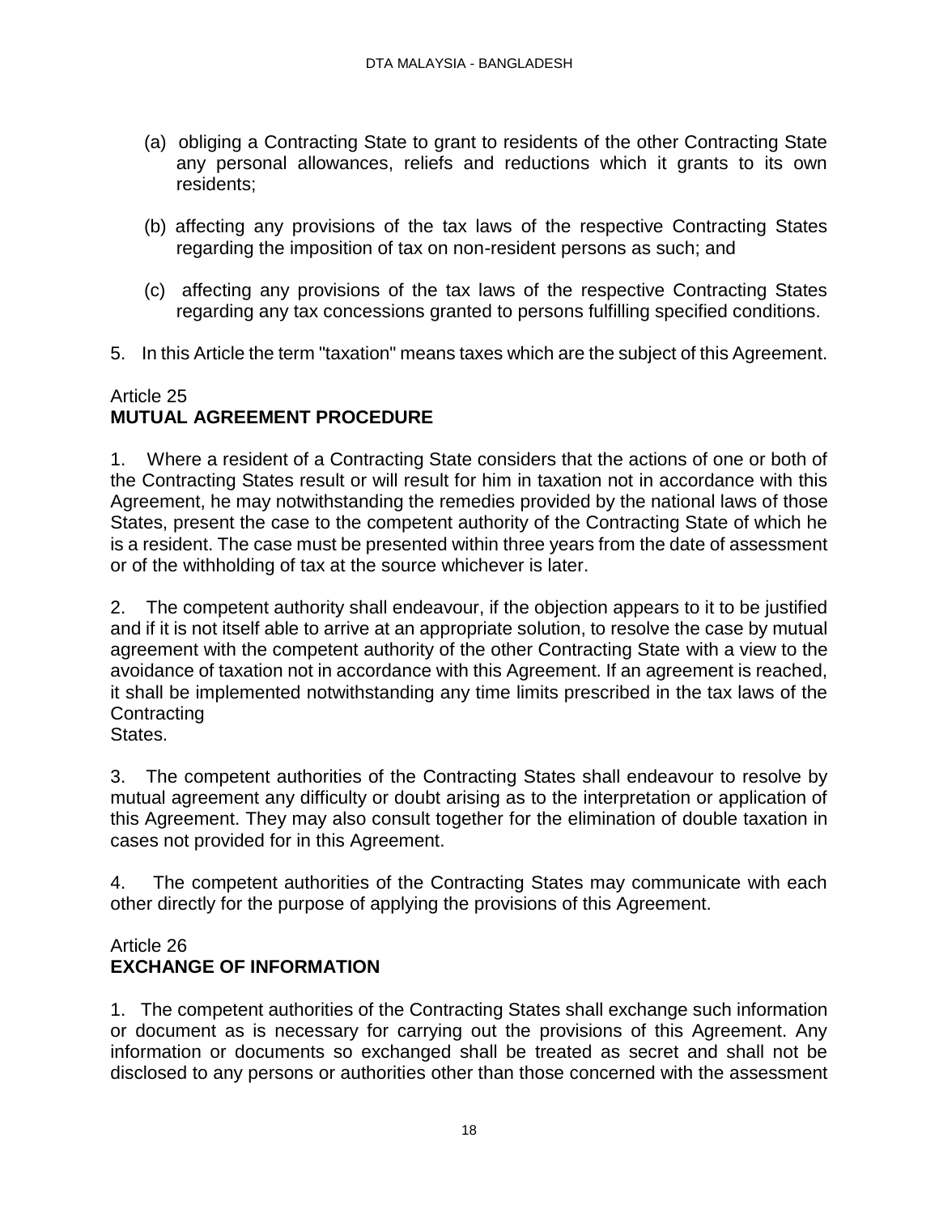(a) obliging a Contracting State to grant to residents of the other Contracting State any personal allowances, reliefs and reductions which it grants to its own residents;

(b) affecting any provisions of the tax laws of the respective Contracting States regarding the imposition of tax on non-resident persons as such; and

(c) affecting any provisions of the tax laws of the respective Contracting States regarding any tax concessions granted to persons fulfilling specified conditions.

5. In this Article the term "taxation" means taxes which are the subject of this Agreement.

Article 25
**MUTUAL AGREEMENT PROCEDURE**

1. Where a resident of a Contracting State considers that the actions of one or both of the Contracting States result or will result for him in taxation not in accordance with this Agreement, he may notwithstanding the remedies provided by the national laws of those States, present the case to the competent authority of the Contracting State of which he is a resident. The case must be presented within three years from the date of assessment or of the withholding of tax at the source whichever is later.

2. The competent authority shall endeavour, if the objection appears to it to be justified and if it is not itself able to arrive at an appropriate solution, to resolve the case by mutual agreement with the competent authority of the other Contracting State with a view to the avoidance of taxation not in accordance with this Agreement. If an agreement is reached, it shall be implemented notwithstanding any time limits prescribed in the tax laws of the Contracting States.

3. The competent authorities of the Contracting States shall endeavour to resolve by mutual agreement any difficulty or doubt arising as to the interpretation or application of this Agreement. They may also consult together for the elimination of double taxation in cases not provided for in this Agreement.

4. The competent authorities of the Contracting States may communicate with each other directly for the purpose of applying the provisions of this Agreement.

Article 26
**EXCHANGE OF INFORMATION**

1. The competent authorities of the Contracting States shall exchange such information or document as is necessary for carrying out the provisions of this Agreement. Any information or documents so exchanged shall be treated as secret and shall not be disclosed to any persons or authorities other than those concerned with the assessment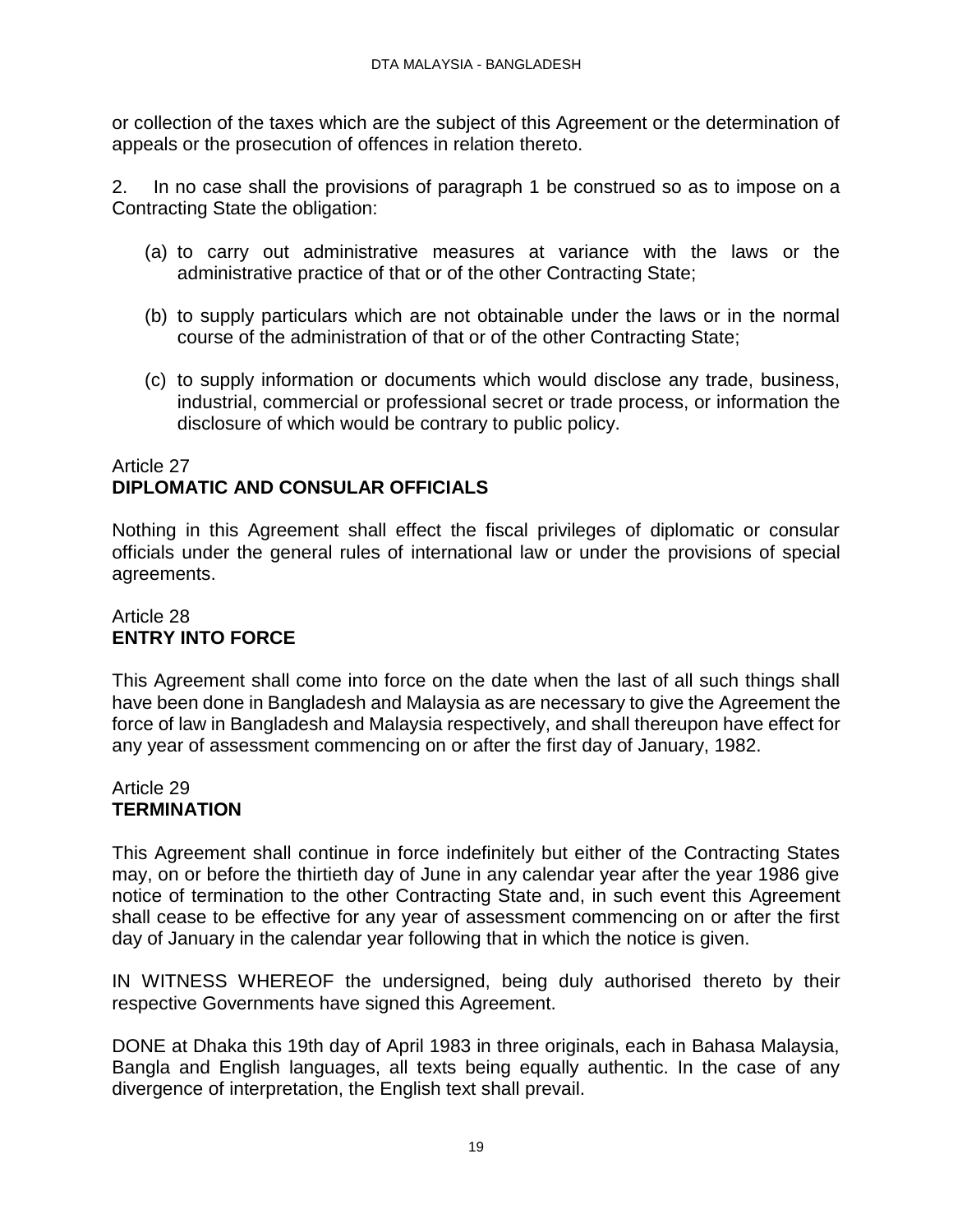or collection of the taxes which are the subject of this Agreement or the determination of appeals or the prosecution of offences in relation thereto.

2. In no case shall the provisions of paragraph 1 be construed so as to impose on a Contracting State the obligation:

(a) to carry out administrative measures at variance with the laws or the administrative practice of that or of the other Contracting State;

(b) to supply particulars which are not obtainable under the laws or in the normal course of the administration of that or of the other Contracting State;

(c) to supply information or documents which would disclose any trade, business, industrial, commercial or professional secret or trade process, or information the disclosure of which would be contrary to public policy.

## Article 27
## DIPLOMATIC AND CONSULAR OFFICIALS

Nothing in this Agreement shall effect the fiscal privileges of diplomatic or consular officials under the general rules of international law or under the provisions of special agreements.

## Article 28
## ENTRY INTO FORCE

This Agreement shall come into force on the date when the last of all such things shall have been done in Bangladesh and Malaysia as are necessary to give the Agreement the force of law in Bangladesh and Malaysia respectively, and shall thereupon have effect for any year of assessment commencing on or after the first day of January, 1982.

## Article 29
## TERMINATION

This Agreement shall continue in force indefinitely but either of the Contracting States may, on or before the thirtieth day of June in any calendar year after the year 1986 give notice of termination to the other Contracting State and, in such event this Agreement shall cease to be effective for any year of assessment commencing on or after the first day of January in the calendar year following that in which the notice is given.

IN WITNESS WHEREOF the undersigned, being duly authorised thereto by their respective Governments have signed this Agreement.

DONE at Dhaka this 19th day of April 1983 in three originals, each in Bahasa Malaysia, Bangla and English languages, all texts being equally authentic. In the case of any divergence of interpretation, the English text shall prevail.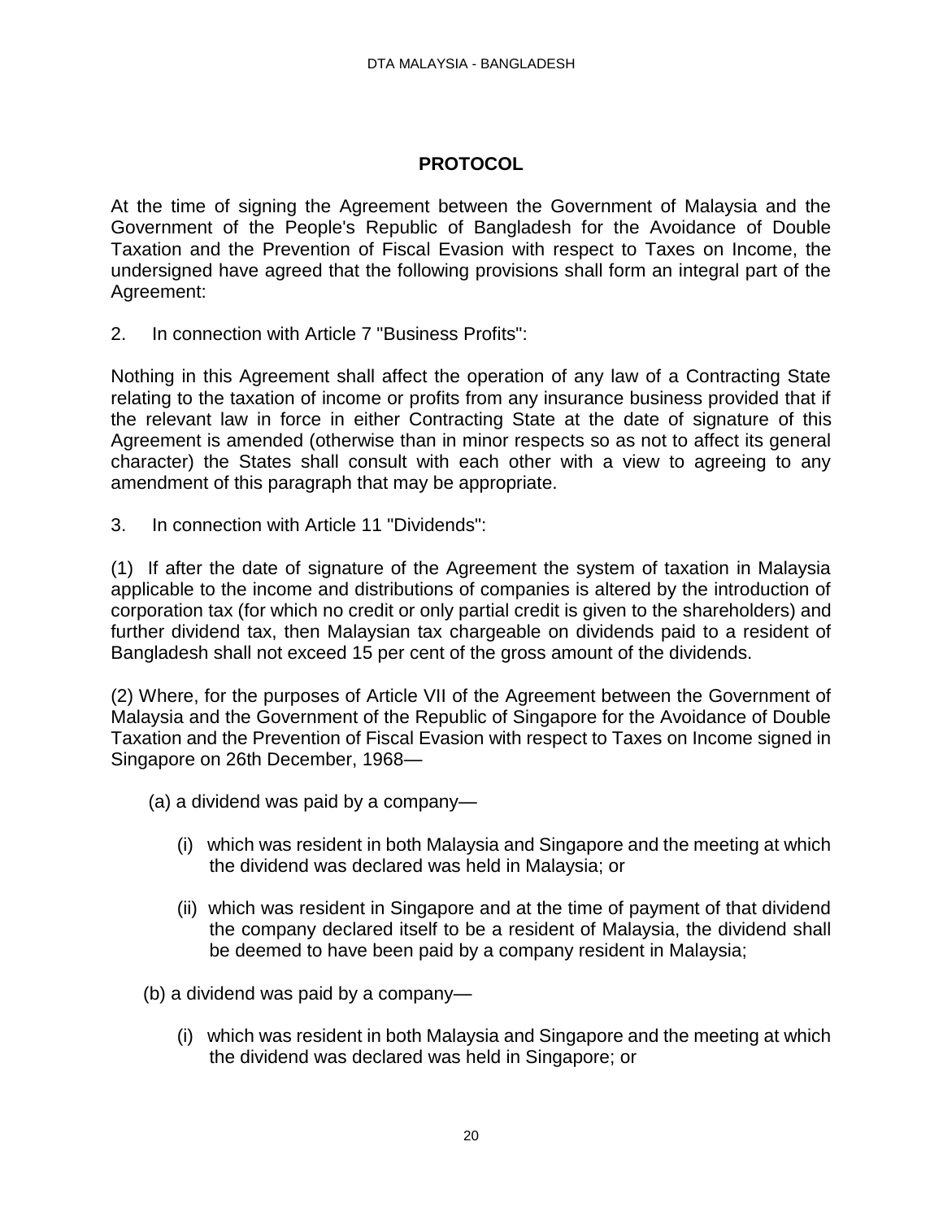## PROTOCOL

At the time of signing the Agreement between the Government of Malaysia and the Government of the People's Republic of Bangladesh for the Avoidance of Double Taxation and the Prevention of Fiscal Evasion with respect to Taxes on Income, the undersigned have agreed that the following provisions shall form an integral part of the Agreement:

2. In connection with Article 7 "Business Profits":

Nothing in this Agreement shall affect the operation of any law of a Contracting State relating to the taxation of income or profits from any insurance business provided that if the relevant law in force in either Contracting State at the date of signature of this Agreement is amended (otherwise than in minor respects so as not to affect its general character) the States shall consult with each other with a view to agreeing to any amendment of this paragraph that may be appropriate.

3. In connection with Article 11 "Dividends":

(1) If after the date of signature of the Agreement the system of taxation in Malaysia applicable to the income and distributions of companies is altered by the introduction of corporation tax (for which no credit or only partial credit is given to the shareholders) and further dividend tax, then Malaysian tax chargeable on dividends paid to a resident of Bangladesh shall not exceed 15 per cent of the gross amount of the dividends.

(2) Where, for the purposes of Article VII of the Agreement between the Government of Malaysia and the Government of the Republic of Singapore for the Avoidance of Double Taxation and the Prevention of Fiscal Evasion with respect to Taxes on Income signed in Singapore on 26th December, 1968—

(a) a dividend was paid by a company—

(i) which was resident in both Malaysia and Singapore and the meeting at which the dividend was declared was held in Malaysia; or

(ii) which was resident in Singapore and at the time of payment of that dividend the company declared itself to be a resident of Malaysia, the dividend shall be deemed to have been paid by a company resident in Malaysia;

(b) a dividend was paid by a company—

(i) which was resident in both Malaysia and Singapore and the meeting at which the dividend was declared was held in Singapore; or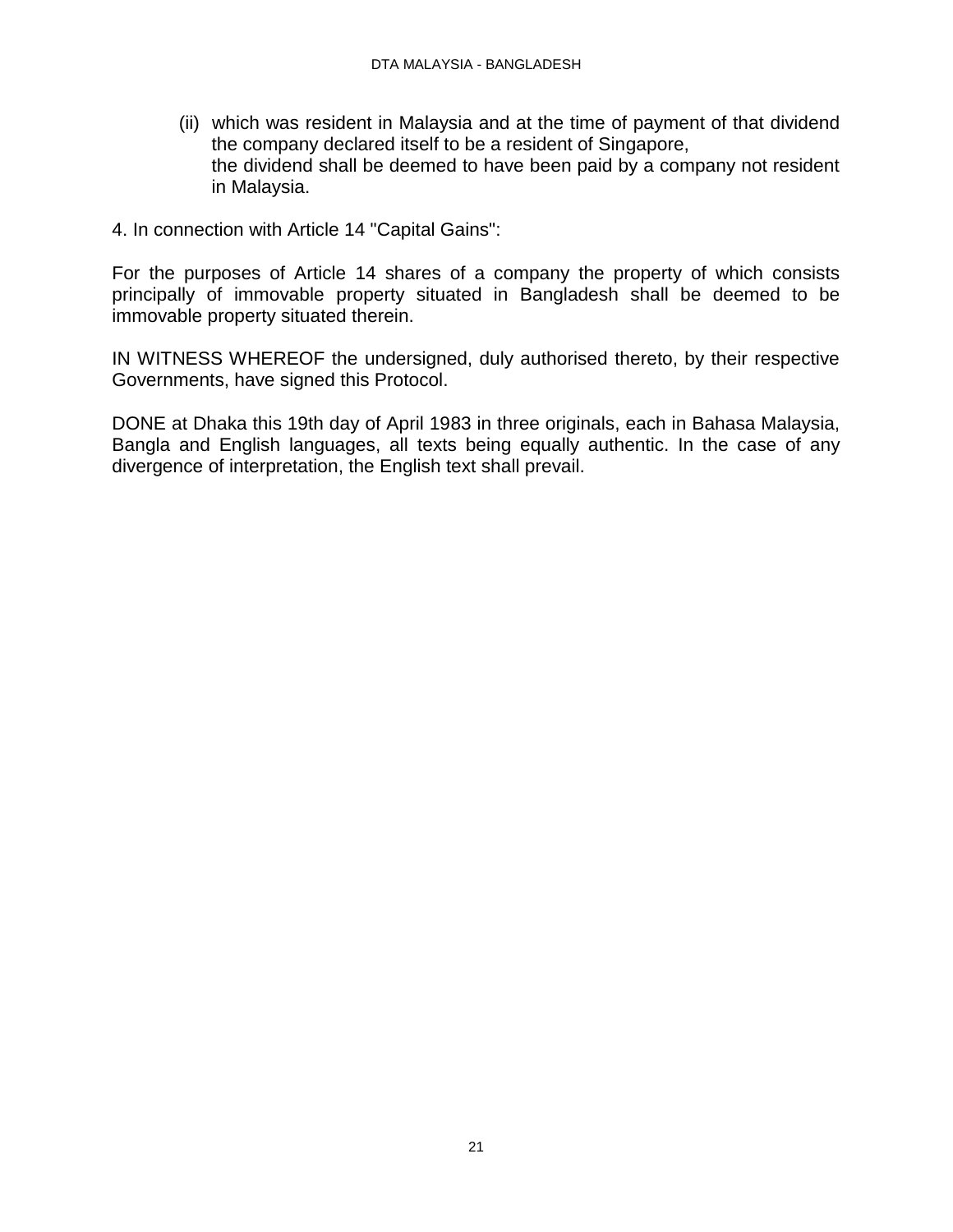(ii) which was resident in Malaysia and at the time of payment of that dividend the company declared itself to be a resident of Singapore,
the dividend shall be deemed to have been paid by a company not resident in Malaysia.

4. In connection with Article 14 "Capital Gains":

For the purposes of Article 14 shares of a company the property of which consists principally of immovable property situated in Bangladesh shall be deemed to be immovable property situated therein.

IN WITNESS WHEREOF the undersigned, duly authorised thereto, by their respective Governments, have signed this Protocol.

DONE at Dhaka this 19th day of April 1983 in three originals, each in Bahasa Malaysia, Bangla and English languages, all texts being equally authentic. In the case of any divergence of interpretation, the English text shall prevail.